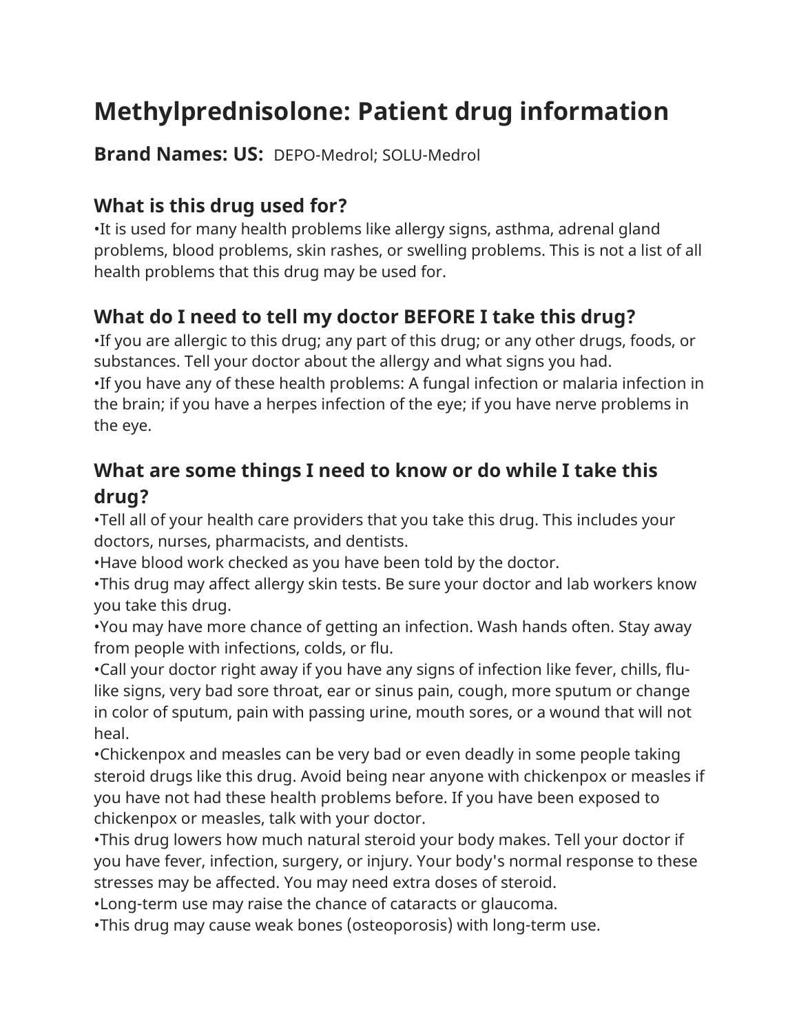# Methylprednisolone: Patient drug information

**Brand Names: US:** DEPO-Medrol; SOLU-Medrol

## What is this drug used for?

•It is used for many health problems like allergy signs, asthma, adrenal gland problems, blood problems, skin rashes, or swelling problems. This is not a list of all health problems that this drug may be used for.

## What do I need to tell my doctor BEFORE I take this drug?

•If you are allergic to this drug; any part of this drug; or any other drugs, foods, or substances. Tell your doctor about the allergy and what signs you had.
•If you have any of these health problems: A fungal infection or malaria infection in the brain; if you have a herpes infection of the eye; if you have nerve problems in the eye.

## What are some things I need to know or do while I take this drug?

•Tell all of your health care providers that you take this drug. This includes your doctors, nurses, pharmacists, and dentists.
•Have blood work checked as you have been told by the doctor.
•This drug may affect allergy skin tests. Be sure your doctor and lab workers know you take this drug.
•You may have more chance of getting an infection. Wash hands often. Stay away from people with infections, colds, or flu.
•Call your doctor right away if you have any signs of infection like fever, chills, flu-like signs, very bad sore throat, ear or sinus pain, cough, more sputum or change in color of sputum, pain with passing urine, mouth sores, or a wound that will not heal.
•Chickenpox and measles can be very bad or even deadly in some people taking steroid drugs like this drug. Avoid being near anyone with chickenpox or measles if you have not had these health problems before. If you have been exposed to chickenpox or measles, talk with your doctor.
•This drug lowers how much natural steroid your body makes. Tell your doctor if you have fever, infection, surgery, or injury. Your body's normal response to these stresses may be affected. You may need extra doses of steroid.
•Long-term use may raise the chance of cataracts or glaucoma.
•This drug may cause weak bones (osteoporosis) with long-term use.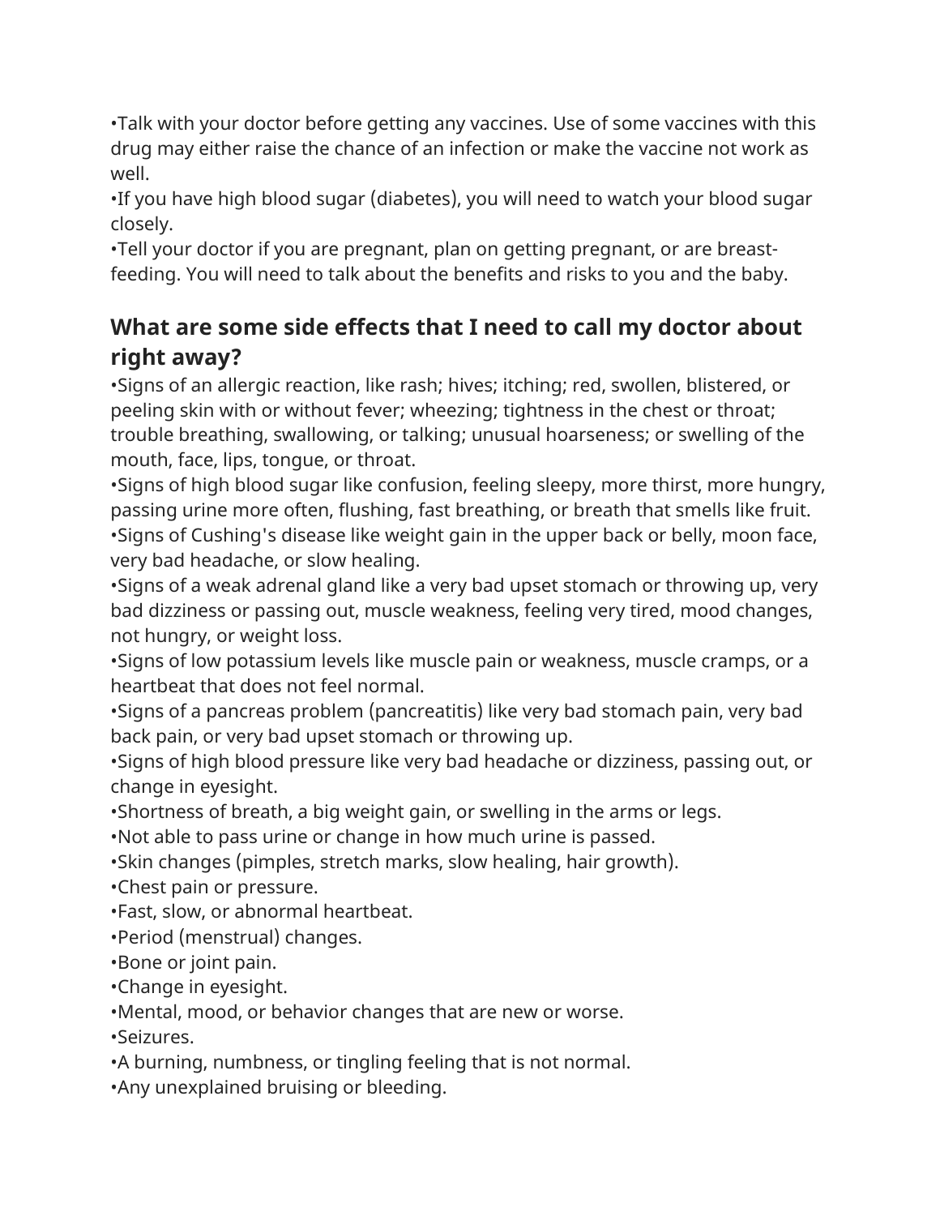•Talk with your doctor before getting any vaccines. Use of some vaccines with this drug may either raise the chance of an infection or make the vaccine not work as well.
•If you have high blood sugar (diabetes), you will need to watch your blood sugar closely.
•Tell your doctor if you are pregnant, plan on getting pregnant, or are breast-feeding. You will need to talk about the benefits and risks to you and the baby.

## What are some side effects that I need to call my doctor about right away?

•Signs of an allergic reaction, like rash; hives; itching; red, swollen, blistered, or peeling skin with or without fever; wheezing; tightness in the chest or throat; trouble breathing, swallowing, or talking; unusual hoarseness; or swelling of the mouth, face, lips, tongue, or throat.
•Signs of high blood sugar like confusion, feeling sleepy, more thirst, more hungry, passing urine more often, flushing, fast breathing, or breath that smells like fruit.
•Signs of Cushing's disease like weight gain in the upper back or belly, moon face, very bad headache, or slow healing.
•Signs of a weak adrenal gland like a very bad upset stomach or throwing up, very bad dizziness or passing out, muscle weakness, feeling very tired, mood changes, not hungry, or weight loss.
•Signs of low potassium levels like muscle pain or weakness, muscle cramps, or a heartbeat that does not feel normal.
•Signs of a pancreas problem (pancreatitis) like very bad stomach pain, very bad back pain, or very bad upset stomach or throwing up.
•Signs of high blood pressure like very bad headache or dizziness, passing out, or change in eyesight.
•Shortness of breath, a big weight gain, or swelling in the arms or legs.
•Not able to pass urine or change in how much urine is passed.
•Skin changes (pimples, stretch marks, slow healing, hair growth).
•Chest pain or pressure.
•Fast, slow, or abnormal heartbeat.
•Period (menstrual) changes.
•Bone or joint pain.
•Change in eyesight.
•Mental, mood, or behavior changes that are new or worse.
•Seizures.
•A burning, numbness, or tingling feeling that is not normal.
•Any unexplained bruising or bleeding.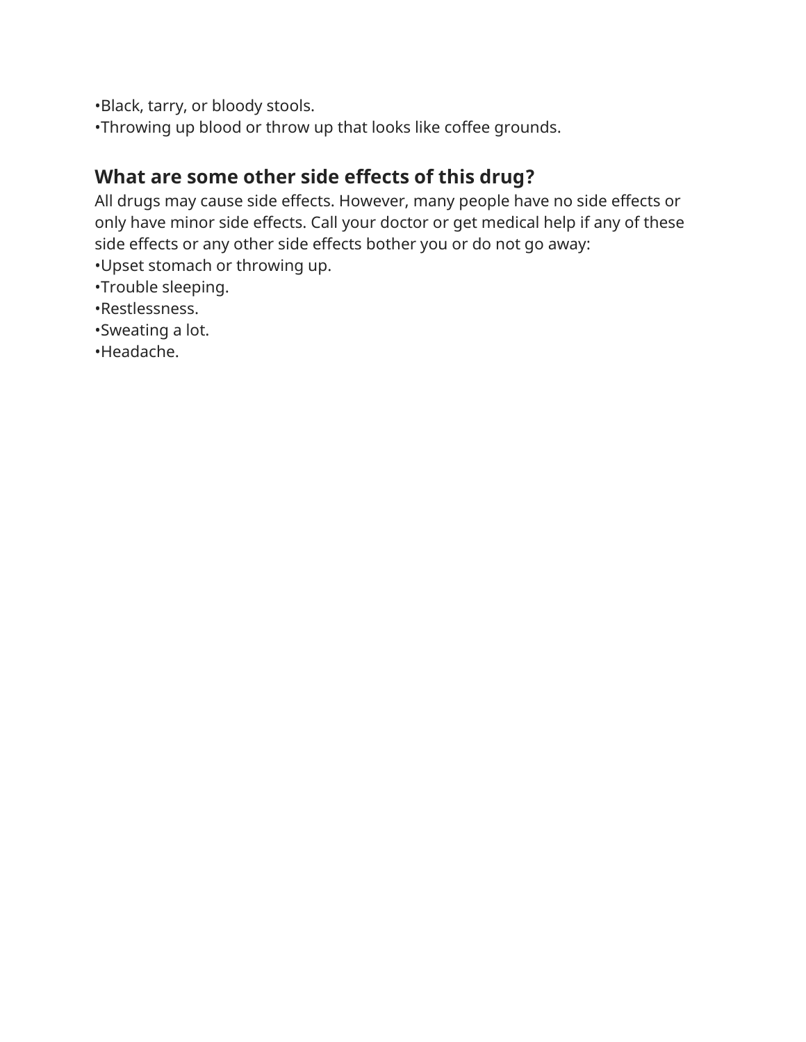•Black, tarry, or bloody stools.
•Throwing up blood or throw up that looks like coffee grounds.

## What are some other side effects of this drug?

All drugs may cause side effects. However, many people have no side effects or only have minor side effects. Call your doctor or get medical help if any of these side effects or any other side effects bother you or do not go away:
•Upset stomach or throwing up.
•Trouble sleeping.
•Restlessness.
•Sweating a lot.
•Headache.